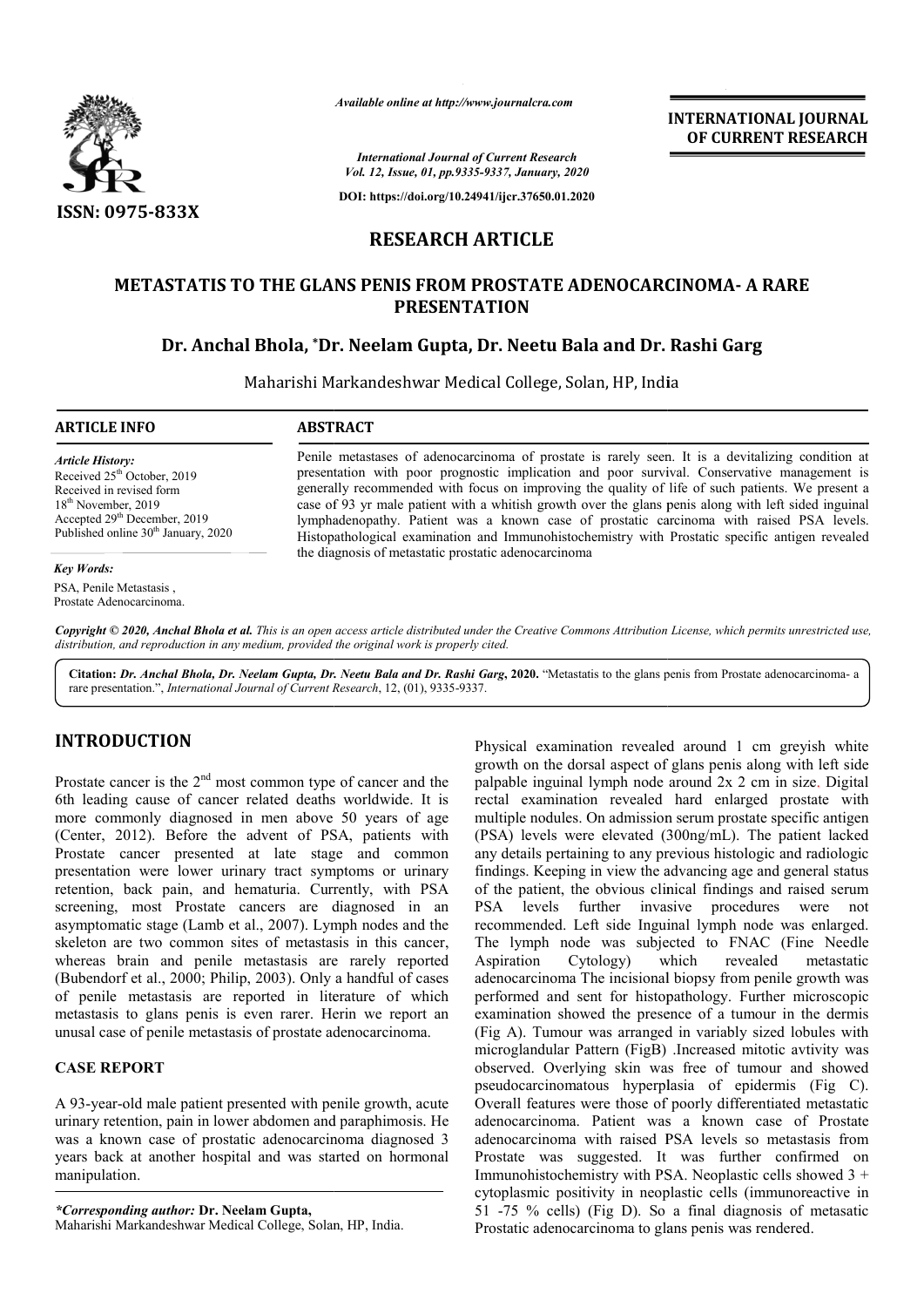*Available online at http://www.journalcra.com*

*International Journal of Current Research*
*Vol. 12, Issue, 01, pp.9335-9337, January, 2020*

**DOI: https://doi.org/10.24941/ijcr.37650.01.2020**

**ISSN: 0975-833X**

**INTERNATIONAL JOURNAL OF CURRENT RESEARCH**

# RESEARCH ARTICLE

# METASTATIS TO THE GLANS PENIS FROM PROSTATE ADENOCARCINOMA- A RARE PRESENTATION

**Dr. Anchal Bhola, \*Dr. Neelam Gupta, Dr. Neetu Bala and Dr. Rashi Garg**

Maharishi Markandeshwar Medical College, Solan, HP, India

**ARTICLE INFO**

*Article History:*
Received 25th October, 2019
Received in revised form
18th November, 2019
Accepted 29th December, 2019
Published online 30th January, 2020

*Key Words:*
PSA, Penile Metastasis ,
Prostate Adenocarcinoma.

**ABSTRACT**

Penile metastases of adenocarcinoma of prostate is rarely seen. It is a devitalizing condition at presentation with poor prognostic implication and poor survival. Conservative management is generally recommended with focus on improving the quality of life of such patients. We present a case of 93 yr male patient with a whitish growth over the glans penis along with left sided inguinal lymphadenopathy. Patient was a known case of prostatic carcinoma with raised PSA levels. Histopathological examination and Immunohistochemistry with Prostatic specific antigen revealed the diagnosis of metastatic prostatic adenocarcinoma

*Copyright © 2020, Anchal Bhola et al. This is an open access article distributed under the Creative Commons Attribution License, which permits unrestricted use, distribution, and reproduction in any medium, provided the original work is properly cited.*

**Citation:** *Dr. Anchal Bhola, Dr. Neelam Gupta, Dr. Neetu Bala and Dr. Rashi Garg*, **2020.** "Metastatis to the glans penis from Prostate adenocarcinoma- a rare presentation.", *International Journal of Current Research*, 12, (01), 9335-9337.

## INTRODUCTION

Prostate cancer is the 2nd most common type of cancer and the 6th leading cause of cancer related deaths worldwide. It is more commonly diagnosed in men above 50 years of age (Center, 2012). Before the advent of PSA, patients with Prostate cancer presented at late stage and common presentation were lower urinary tract symptoms or urinary retention, back pain, and hematuria. Currently, with PSA screening, most Prostate cancers are diagnosed in an asymptomatic stage (Lamb et al., 2007). Lymph nodes and the skeleton are two common sites of metastasis in this cancer, whereas brain and penile metastasis are rarely reported (Bubendorf et al., 2000; Philip, 2003). Only a handful of cases of penile metastasis are reported in literature of which metastasis to glans penis is even rarer. Herin we report an unusal case of penile metastasis of prostate adenocarcinoma.

## CASE REPORT

A 93-year-old male patient presented with penile growth, acute urinary retention, pain in lower abdomen and paraphimosis. He was a known case of prostatic adenocarcinoma diagnosed 3 years back at another hospital and was started on hormonal manipulation.

Physical examination revealed around 1 cm greyish white growth on the dorsal aspect of glans penis along with left side palpable inguinal lymph node around 2x 2 cm in size. Digital rectal examination revealed hard enlarged prostate with multiple nodules. On admission serum prostate specific antigen (PSA) levels were elevated (300ng/mL). The patient lacked any details pertaining to any previous histologic and radiologic findings. Keeping in view the advancing age and general status of the patient, the obvious clinical findings and raised serum PSA levels further invasive procedures were not recommended. Left side Inguinal lymph node was enlarged. The lymph node was subjected to FNAC (Fine Needle Aspiration Cytology) which revealed metastatic adenocarcinoma The incisional biopsy from penile growth was performed and sent for histopathology. Further microscopic examination showed the presence of a tumour in the dermis (Fig A). Tumour was arranged in variably sized lobules with microglandular Pattern (FigB) .Increased mitotic avtivity was observed. Overlying skin was free of tumour and showed pseudocarcinomatous hyperplasia of epidermis (Fig C). Overall features were those of poorly differentiated metastatic adenocarcinoma. Patient was a known case of Prostate adenocarcinoma with raised PSA levels so metastasis from Prostate was suggested. It was further confirmed on Immunohistochemistry with PSA. Neoplastic cells showed 3 + cytoplasmic positivity in neoplastic cells (immunoreactive in 51 -75 % cells) (Fig D). So a final diagnosis of metasatic Prostatic adenocarcinoma to glans penis was rendered.

*\*Corresponding author:* **Dr. Neelam Gupta,**
Maharishi Markandeshwar Medical College, Solan, HP, India.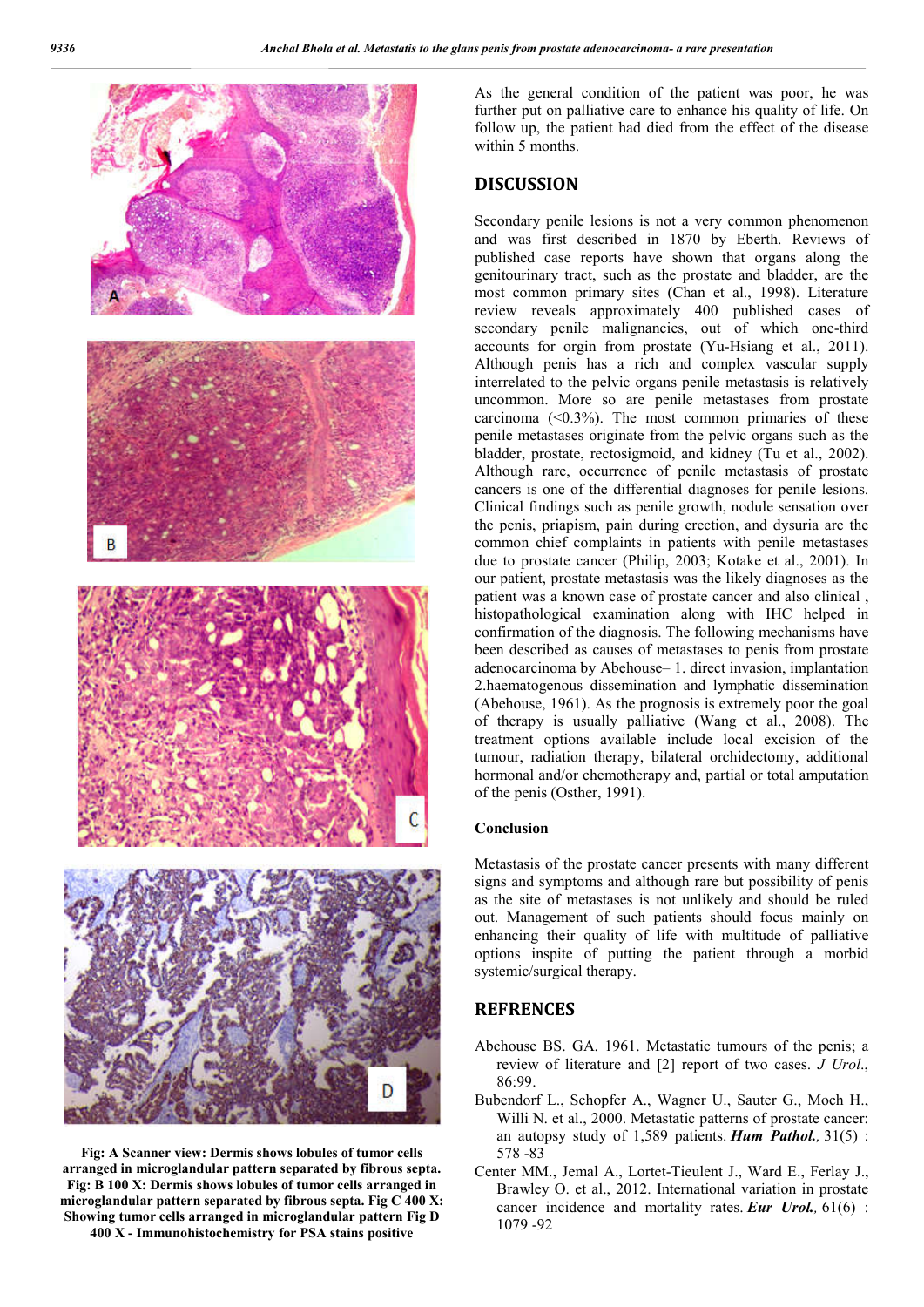Fig: A Scanner view: Dermis shows lobules of tumor cells arranged in microglandular pattern separated by fibrous septa. Fig: B 100 X: Dermis shows lobules of tumor cells arranged in microglandular pattern separated by fibrous septa. Fig C 400 X: Showing tumor cells arranged in microglandular pattern Fig D 400 X - Immunohistochemistry for PSA stains positive

As the general condition of the patient was poor, he was further put on palliative care to enhance his quality of life. On follow up, the patient had died from the effect of the disease within 5 months.

## DISCUSSION

Secondary penile lesions is not a very common phenomenon and was first described in 1870 by Eberth. Reviews of published case reports have shown that organs along the genitourinary tract, such as the prostate and bladder, are the most common primary sites (Chan et al., 1998). Literature review reveals approximately 400 published cases of secondary penile malignancies, out of which one-third accounts for orgin from prostate (Yu-Hsiang et al., 2011). Although penis has a rich and complex vascular supply interrelated to the pelvic organs penile metastasis is relatively uncommon. More so are penile metastases from prostate carcinoma (<0.3%). The most common primaries of these penile metastases originate from the pelvic organs such as the bladder, prostate, rectosigmoid, and kidney (Tu et al., 2002). Although rare, occurrence of penile metastasis of prostate cancers is one of the differential diagnoses for penile lesions. Clinical findings such as penile growth, nodule sensation over the penis, priapism, pain during erection, and dysuria are the common chief complaints in patients with penile metastases due to prostate cancer (Philip, 2003; Kotake et al., 2001). In our patient, prostate metastasis was the likely diagnoses as the patient was a known case of prostate cancer and also clinical , histopathological examination along with IHC helped in confirmation of the diagnosis. The following mechanisms have been described as causes of metastases to penis from prostate adenocarcinoma by Abehouse– 1. direct invasion, implantation 2.haematogenous dissemination and lymphatic dissemination (Abehouse, 1961). As the prognosis is extremely poor the goal of therapy is usually palliative (Wang et al., 2008). The treatment options available include local excision of the tumour, radiation therapy, bilateral orchidectomy, additional hormonal and/or chemotherapy and, partial or total amputation of the penis (Osther, 1991).

### Conclusion

Metastasis of the prostate cancer presents with many different signs and symptoms and although rare but possibility of penis as the site of metastases is not unlikely and should be ruled out. Management of such patients should focus mainly on enhancing their quality of life with multitude of palliative options inspite of putting the patient through a morbid systemic/surgical therapy.

## REFRENCES

Abehouse BS. GA. 1961. Metastatic tumours of the penis; a review of literature and [2] report of two cases. *J Urol*., 86:99.

Bubendorf L., Schopfer A., Wagner U., Sauter G., Moch H., Willi N. et al., 2000. Metastatic patterns of prostate cancer: an autopsy study of 1,589 patients. ***Hum Pathol.,*** 31(5) : 578 -83

Center MM., Jemal A., Lortet-Tieulent J., Ward E., Ferlay J., Brawley O. et al., 2012. International variation in prostate cancer incidence and mortality rates. ***Eur Urol.,*** 61(6) : 1079 -92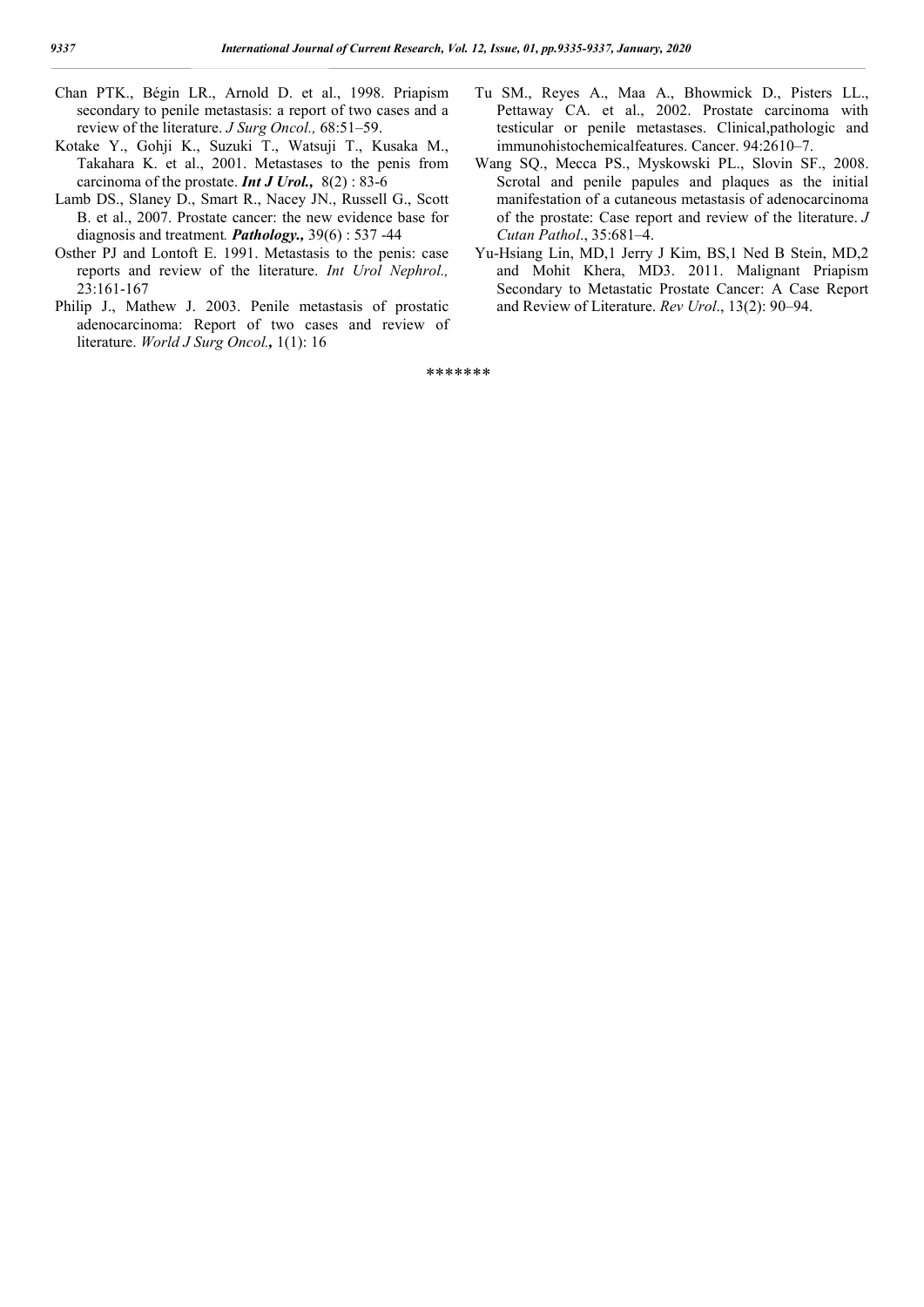Chan PTK., Bégin LR., Arnold D. et al., 1998. Priapism secondary to penile metastasis: a report of two cases and a review of the literature. *J Surg Oncol.,* 68:51–59.

Kotake Y., Gohji K., Suzuki T., Watsuji T., Kusaka M., Takahara K. et al., 2001. Metastases to the penis from carcinoma of the prostate. ***Int J Urol.,*** 8(2) : 83-6

Lamb DS., Slaney D., Smart R., Nacey JN., Russell G., Scott B. et al., 2007. Prostate cancer: the new evidence base for diagnosis and treatment*.* ***Pathology.,*** 39(6) : 537 -44

Osther PJ and Lontoft E. 1991. Metastasis to the penis: case reports and review of the literature. *Int Urol Nephrol.,* 23:161-167

Philip J., Mathew J. 2003. Penile metastasis of prostatic adenocarcinoma: Report of two cases and review of literature. *World J Surg Oncol.***,** 1(1): 16

Tu SM., Reyes A., Maa A., Bhowmick D., Pisters LL., Pettaway CA. et al., 2002. Prostate carcinoma with testicular or penile metastases. Clinical,pathologic and immunohistochemicalfeatures. Cancer. 94:2610–7.

Wang SQ., Mecca PS., Myskowski PL., Slovin SF., 2008. Scrotal and penile papules and plaques as the initial manifestation of a cutaneous metastasis of adenocarcinoma of the prostate: Case report and review of the literature. *J Cutan Pathol*., 35:681–4.

Yu-Hsiang Lin, MD,1 Jerry J Kim, BS,1 Ned B Stein, MD,2 and Mohit Khera, MD3. 2011. Malignant Priapism Secondary to Metastatic Prostate Cancer: A Case Report and Review of Literature. *Rev Urol*., 13(2): 90–94.

*******